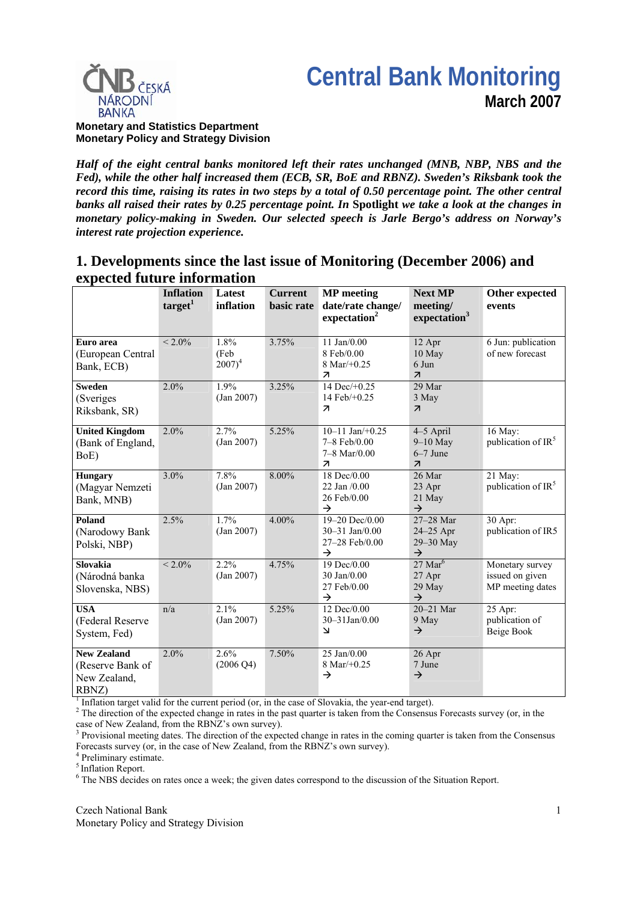# Central Bank Monitoring

**March 2007**

**Monetary and Statistics Department**
**Monetary Policy and Strategy Division**

***Half of the eight central banks monitored left their rates unchanged (MNB, NBP, NBS and the Fed), while the other half increased them (ECB, SR, BoE and RBNZ). Sweden's Riksbank took the record this time, raising its rates in two steps by a total of 0.50 percentage point. The other central banks all raised their rates by 0.25 percentage point. In* Spotlight *we take a look at the changes in monetary policy-making in Sweden. Our selected speech is Jarle Bergo's address on Norway's interest rate projection experience.***

## 1. Developments since the last issue of Monitoring (December 2006) and expected future information

| | Inflation target[1] | Latest inflation | Current basic rate | MP meeting date/rate change/ expectation[2] | Next MP meeting/ expectation[3] | Other expected events |
|---|---|---|---|---|---|---|
| **Euro area** (European Central Bank, ECB) | < 2.0% | 1.8% (Feb 2007)[4] | 3.75% | 11 Jan/0.00<br>8 Feb/0.00<br>8 Mar/+0.25<br>↗ | 12 Apr<br>10 May<br>6 Jun<br>↗ | 6 Jun: publication of new forecast |
| **Sweden** (Sveriges Riksbank, SR) | 2.0% | 1.9% (Jan 2007) | 3.25% | 14 Dec/+0.25<br>14 Feb/+0.25<br>↗ | 29 Mar<br>3 May<br>↗ | |
| **United Kingdom** (Bank of England, BoE) | 2.0% | 2.7% (Jan 2007) | 5.25% | 10–11 Jan/+0.25<br>7–8 Feb/0.00<br>7–8 Mar/0.00<br>↗ | 4–5 April<br>9–10 May<br>6–7 June<br>↗ | 16 May: publication of IR[5] |
| **Hungary** (Magyar Nemzeti Bank, MNB) | 3.0% | 7.8% (Jan 2007) | 8.00% | 18 Dec/0.00<br>22 Jan /0.00<br>26 Feb/0.00<br>→ | 26 Mar<br>23 Apr<br>21 May<br>→ | 21 May: publication of IR[5] |
| **Poland** (Narodowy Bank Polski, NBP) | 2.5% | 1.7% (Jan 2007) | 4.00% | 19–20 Dec/0.00<br>30–31 Jan/0.00<br>27–28 Feb/0.00<br>→ | 27–28 Mar<br>24–25 Apr<br>29–30 May<br>→ | 30 Apr: publication of IR5 |
| **Slovakia** (Národná banka Slovenska, NBS) | < 2.0% | 2.2% (Jan 2007) | 4.75% | 19 Dec/0.00<br>30 Jan/0.00<br>27 Feb/0.00<br>→ | 27 Mar[6]<br>27 Apr<br>29 May<br>→ | Monetary survey issued on given MP meeting dates |
| **USA** (Federal Reserve System, Fed) | n/a | 2.1% (Jan 2007) | 5.25% | 12 Dec/0.00<br>30–31Jan/0.00<br>↘ | 20–21 Mar<br>9 May<br>→ | 25 Apr: publication of Beige Book |
| **New Zealand** (Reserve Bank of New Zealand, RBNZ) | 2.0% | 2.6% (2006 Q4) | 7.50% | 25 Jan/0.00<br>8 Mar/+0.25<br>→ | 26 Apr<br>7 June<br>→ | |

[1] Inflation target valid for the current period (or, in the case of Slovakia, the year-end target).
[2] The direction of the expected change in rates in the past quarter is taken from the Consensus Forecasts survey (or, in the case of New Zealand, from the RBNZ's own survey).
[3] Provisional meeting dates. The direction of the expected change in rates in the coming quarter is taken from the Consensus Forecasts survey (or, in the case of New Zealand, from the RBNZ's own survey).
[4] Preliminary estimate.
[5] Inflation Report.
[6] The NBS decides on rates once a week; the given dates correspond to the discussion of the Situation Report.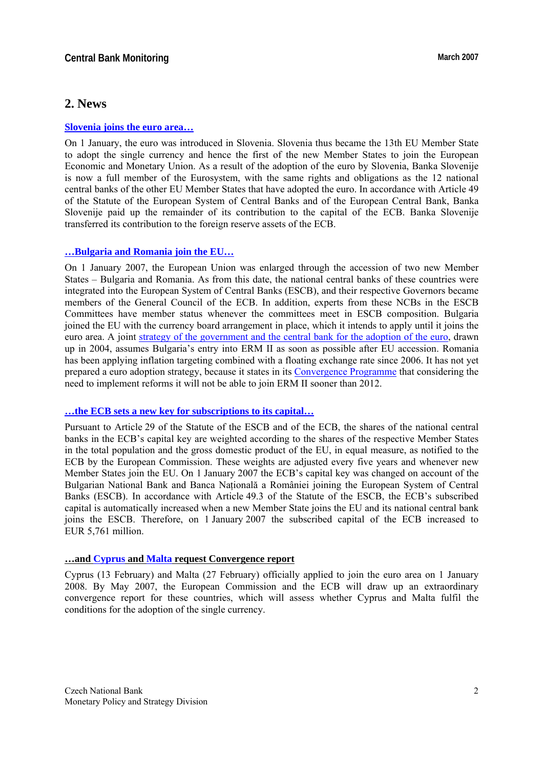## 2. News

### Slovenia joins the euro area…

On 1 January, the euro was introduced in Slovenia. Slovenia thus became the 13th EU Member State to adopt the single currency and hence the first of the new Member States to join the European Economic and Monetary Union. As a result of the adoption of the euro by Slovenia, Banka Slovenije is now a full member of the Eurosystem, with the same rights and obligations as the 12 national central banks of the other EU Member States that have adopted the euro. In accordance with Article 49 of the Statute of the European System of Central Banks and of the European Central Bank, Banka Slovenije paid up the remainder of its contribution to the capital of the ECB. Banka Slovenije transferred its contribution to the foreign reserve assets of the ECB.

### …Bulgaria and Romania join the EU…

On 1 January 2007, the European Union was enlarged through the accession of two new Member States – Bulgaria and Romania. As from this date, the national central banks of these countries were integrated into the European System of Central Banks (ESCB), and their respective Governors became members of the General Council of the ECB. In addition, experts from these NCBs in the ESCB Committees have member status whenever the committees meet in ESCB composition. Bulgaria joined the EU with the currency board arrangement in place, which it intends to apply until it joins the euro area. A joint strategy of the government and the central bank for the adoption of the euro, drawn up in 2004, assumes Bulgaria's entry into ERM II as soon as possible after EU accession. Romania has been applying inflation targeting combined with a floating exchange rate since 2006. It has not yet prepared a euro adoption strategy, because it states in its Convergence Programme that considering the need to implement reforms it will not be able to join ERM II sooner than 2012.

### …the ECB sets a new key for subscriptions to its capital…

Pursuant to Article 29 of the Statute of the ESCB and of the ECB, the shares of the national central banks in the ECB's capital key are weighted according to the shares of the respective Member States in the total population and the gross domestic product of the EU, in equal measure, as notified to the ECB by the European Commission. These weights are adjusted every five years and whenever new Member States join the EU. On 1 January 2007 the ECB's capital key was changed on account of the Bulgarian National Bank and Banca Naţională a României joining the European System of Central Banks (ESCB). In accordance with Article 49.3 of the Statute of the ESCB, the ECB's subscribed capital is automatically increased when a new Member State joins the EU and its national central bank joins the ESCB. Therefore, on 1 January 2007 the subscribed capital of the ECB increased to EUR 5,761 million.

### …and Cyprus and Malta request Convergence report

Cyprus (13 February) and Malta (27 February) officially applied to join the euro area on 1 January 2008. By May 2007, the European Commission and the ECB will draw up an extraordinary convergence report for these countries, which will assess whether Cyprus and Malta fulfil the conditions for the adoption of the single currency.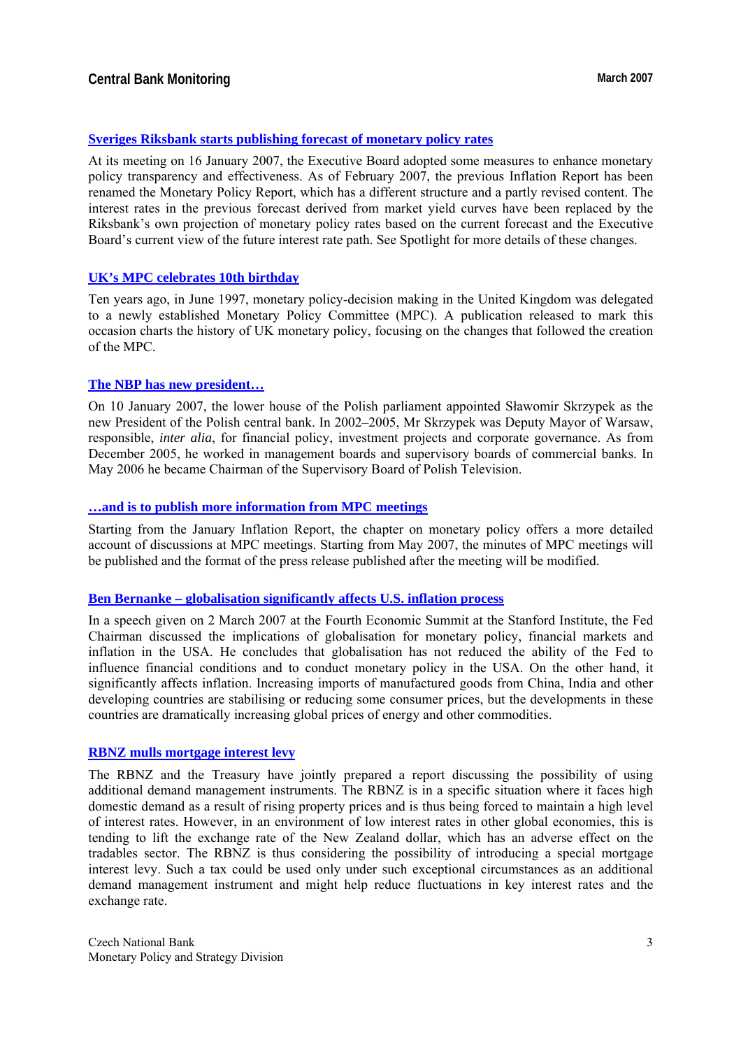### [Sveriges Riksbank starts publishing forecast of monetary policy rates]

At its meeting on 16 January 2007, the Executive Board adopted some measures to enhance monetary policy transparency and effectiveness. As of February 2007, the previous Inflation Report has been renamed the Monetary Policy Report, which has a different structure and a partly revised content. The interest rates in the previous forecast derived from market yield curves have been replaced by the Riksbank's own projection of monetary policy rates based on the current forecast and the Executive Board's current view of the future interest rate path. See Spotlight for more details of these changes.

### UK's MPC celebrates 10th birthday

Ten years ago, in June 1997, monetary policy-decision making in the United Kingdom was delegated to a newly established Monetary Policy Committee (MPC). A publication released to mark this occasion charts the history of UK monetary policy, focusing on the changes that followed the creation of the MPC.

### The NBP has new president…

On 10 January 2007, the lower house of the Polish parliament appointed Sławomir Skrzypek as the new President of the Polish central bank. In 2002–2005, Mr Skrzypek was Deputy Mayor of Warsaw, responsible, *inter alia*, for financial policy, investment projects and corporate governance. As from December 2005, he worked in management boards and supervisory boards of commercial banks. In May 2006 he became Chairman of the Supervisory Board of Polish Television.

### …and is to publish more information from MPC meetings

Starting from the January Inflation Report, the chapter on monetary policy offers a more detailed account of discussions at MPC meetings. Starting from May 2007, the minutes of MPC meetings will be published and the format of the press release published after the meeting will be modified.

### Ben Bernanke – globalisation significantly affects U.S. inflation process

In a speech given on 2 March 2007 at the Fourth Economic Summit at the Stanford Institute, the Fed Chairman discussed the implications of globalisation for monetary policy, financial markets and inflation in the USA. He concludes that globalisation has not reduced the ability of the Fed to influence financial conditions and to conduct monetary policy in the USA. On the other hand, it significantly affects inflation. Increasing imports of manufactured goods from China, India and other developing countries are stabilising or reducing some consumer prices, but the developments in these countries are dramatically increasing global prices of energy and other commodities.

### RBNZ mulls mortgage interest levy

The RBNZ and the Treasury have jointly prepared a report discussing the possibility of using additional demand management instruments. The RBNZ is in a specific situation where it faces high domestic demand as a result of rising property prices and is thus being forced to maintain a high level of interest rates. However, in an environment of low interest rates in other global economies, this is tending to lift the exchange rate of the New Zealand dollar, which has an adverse effect on the tradables sector. The RBNZ is thus considering the possibility of introducing a special mortgage interest levy. Such a tax could be used only under such exceptional circumstances as an additional demand management instrument and might help reduce fluctuations in key interest rates and the exchange rate.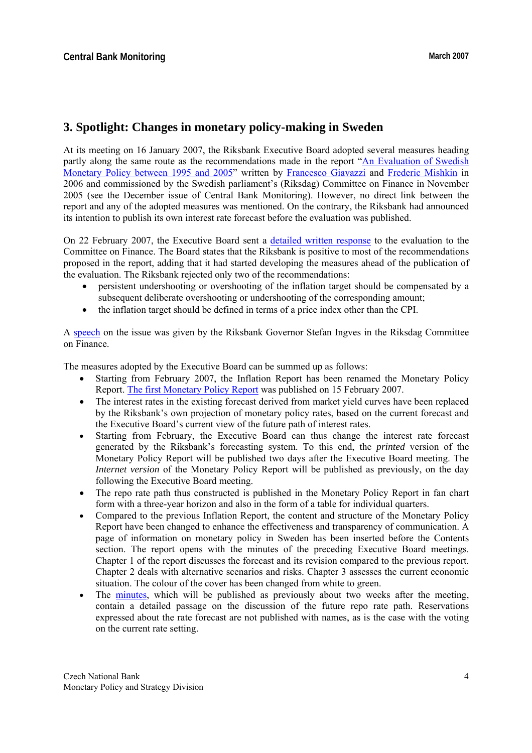## 3. Spotlight: Changes in monetary policy-making in Sweden

At its meeting on 16 January 2007, the Riksbank Executive Board adopted several measures heading partly along the same route as the recommendations made in the report "An Evaluation of Swedish Monetary Policy between 1995 and 2005" written by Francesco Giavazzi and Frederic Mishkin in 2006 and commissioned by the Swedish parliament's (Riksdag) Committee on Finance in November 2005 (see the December issue of Central Bank Monitoring). However, no direct link between the report and any of the adopted measures was mentioned. On the contrary, the Riksbank had announced its intention to publish its own interest rate forecast before the evaluation was published.

On 22 February 2007, the Executive Board sent a detailed written response to the evaluation to the Committee on Finance. The Board states that the Riksbank is positive to most of the recommendations proposed in the report, adding that it had started developing the measures ahead of the publication of the evaluation. The Riksbank rejected only two of the recommendations:

- persistent undershooting or overshooting of the inflation target should be compensated by a subsequent deliberate overshooting or undershooting of the corresponding amount;
- the inflation target should be defined in terms of a price index other than the CPI.

A speech on the issue was given by the Riksbank Governor Stefan Ingves in the Riksdag Committee on Finance.

The measures adopted by the Executive Board can be summed up as follows:

- Starting from February 2007, the Inflation Report has been renamed the Monetary Policy Report. The first Monetary Policy Report was published on 15 February 2007.
- The interest rates in the existing forecast derived from market yield curves have been replaced by the Riksbank's own projection of monetary policy rates, based on the current forecast and the Executive Board's current view of the future path of interest rates.
- Starting from February, the Executive Board can thus change the interest rate forecast generated by the Riksbank's forecasting system. To this end, the *printed* version of the Monetary Policy Report will be published two days after the Executive Board meeting. The *Internet version* of the Monetary Policy Report will be published as previously, on the day following the Executive Board meeting.
- The repo rate path thus constructed is published in the Monetary Policy Report in fan chart form with a three-year horizon and also in the form of a table for individual quarters.
- Compared to the previous Inflation Report, the content and structure of the Monetary Policy Report have been changed to enhance the effectiveness and transparency of communication. A page of information on monetary policy in Sweden has been inserted before the Contents section. The report opens with the minutes of the preceding Executive Board meetings. Chapter 1 of the report discusses the forecast and its revision compared to the previous report. Chapter 2 deals with alternative scenarios and risks. Chapter 3 assesses the current economic situation. The colour of the cover has been changed from white to green.
- The minutes, which will be published as previously about two weeks after the meeting, contain a detailed passage on the discussion of the future repo rate path. Reservations expressed about the rate forecast are not published with names, as is the case with the voting on the current rate setting.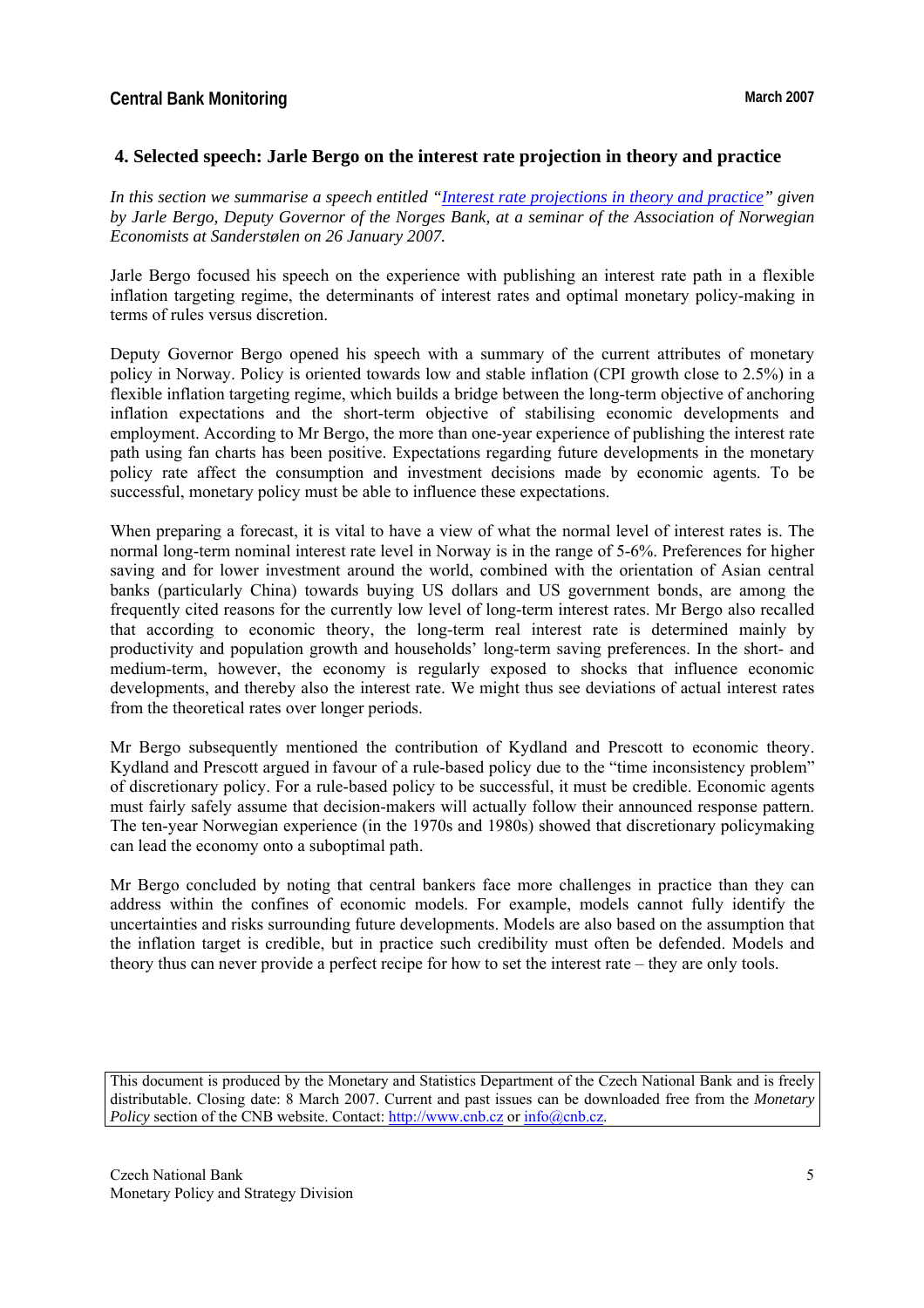## 4. Selected speech: Jarle Bergo on the interest rate projection in theory and practice

*In this section we summarise a speech entitled "[Interest rate projections in theory and practice](#)" given by Jarle Bergo, Deputy Governor of the Norges Bank, at a seminar of the Association of Norwegian Economists at Sanderstølen on 26 January 2007.*

Jarle Bergo focused his speech on the experience with publishing an interest rate path in a flexible inflation targeting regime, the determinants of interest rates and optimal monetary policy-making in terms of rules versus discretion.

Deputy Governor Bergo opened his speech with a summary of the current attributes of monetary policy in Norway. Policy is oriented towards low and stable inflation (CPI growth close to 2.5%) in a flexible inflation targeting regime, which builds a bridge between the long-term objective of anchoring inflation expectations and the short-term objective of stabilising economic developments and employment. According to Mr Bergo, the more than one-year experience of publishing the interest rate path using fan charts has been positive. Expectations regarding future developments in the monetary policy rate affect the consumption and investment decisions made by economic agents. To be successful, monetary policy must be able to influence these expectations.

When preparing a forecast, it is vital to have a view of what the normal level of interest rates is. The normal long-term nominal interest rate level in Norway is in the range of 5-6%. Preferences for higher saving and for lower investment around the world, combined with the orientation of Asian central banks (particularly China) towards buying US dollars and US government bonds, are among the frequently cited reasons for the currently low level of long-term interest rates. Mr Bergo also recalled that according to economic theory, the long-term real interest rate is determined mainly by productivity and population growth and households' long-term saving preferences. In the short- and medium-term, however, the economy is regularly exposed to shocks that influence economic developments, and thereby also the interest rate. We might thus see deviations of actual interest rates from the theoretical rates over longer periods.

Mr Bergo subsequently mentioned the contribution of Kydland and Prescott to economic theory. Kydland and Prescott argued in favour of a rule-based policy due to the "time inconsistency problem" of discretionary policy. For a rule-based policy to be successful, it must be credible. Economic agents must fairly safely assume that decision-makers will actually follow their announced response pattern. The ten-year Norwegian experience (in the 1970s and 1980s) showed that discretionary policymaking can lead the economy onto a suboptimal path.

Mr Bergo concluded by noting that central bankers face more challenges in practice than they can address within the confines of economic models. For example, models cannot fully identify the uncertainties and risks surrounding future developments. Models are also based on the assumption that the inflation target is credible, but in practice such credibility must often be defended. Models and theory thus can never provide a perfect recipe for how to set the interest rate – they are only tools.

---

This document is produced by the Monetary and Statistics Department of the Czech National Bank and is freely distributable. Closing date: 8 March 2007. Current and past issues can be downloaded free from the *Monetary Policy* section of the CNB website. Contact: http://www.cnb.cz or info@cnb.cz.

Czech National Bank
Monetary Policy and Strategy Division